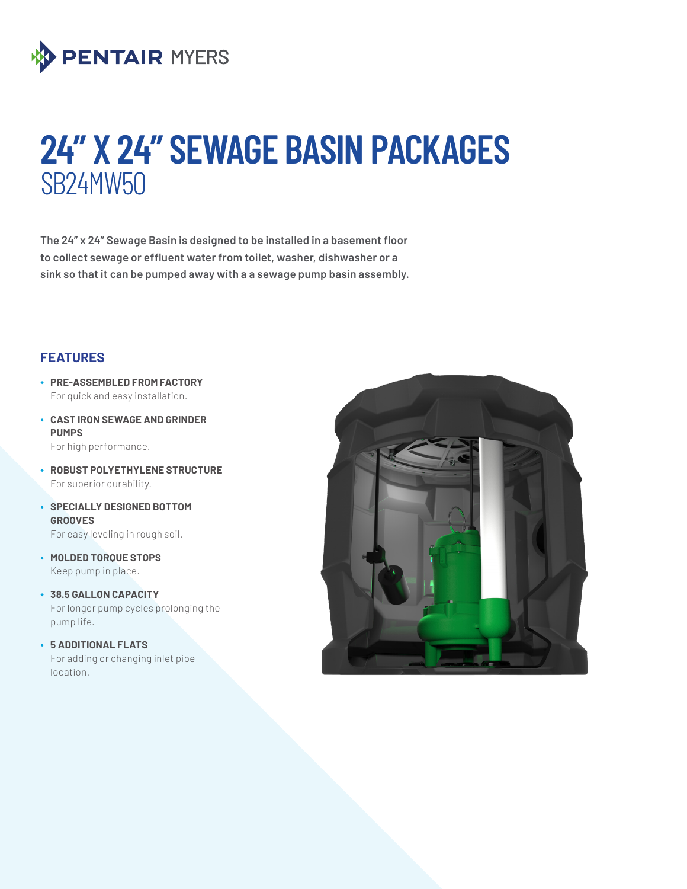PENTAIR MYERS

# 24" X 24" SEWAGE BASIN PACKAGES

## SB24MW50

**The 24" x 24" Sewage Basin is designed to be installed in a basement floor to collect sewage or effluent water from toilet, washer, dishwasher or a sink so that it can be pumped away with a a sewage pump basin assembly.**

### FEATURES

- **PRE-ASSEMBLED FROM FACTORY**
  For quick and easy installation.
- **CAST IRON SEWAGE AND GRINDER PUMPS**
  For high performance.
- **ROBUST POLYETHYLENE STRUCTURE**
  For superior durability.
- **SPECIALLY DESIGNED BOTTOM GROOVES**
  For easy leveling in rough soil.
- **MOLDED TORQUE STOPS**
  Keep pump in place.
- **38.5 GALLON CAPACITY**
  For longer pump cycles prolonging the pump life.
- **5 ADDITIONAL FLATS**
  For adding or changing inlet pipe location.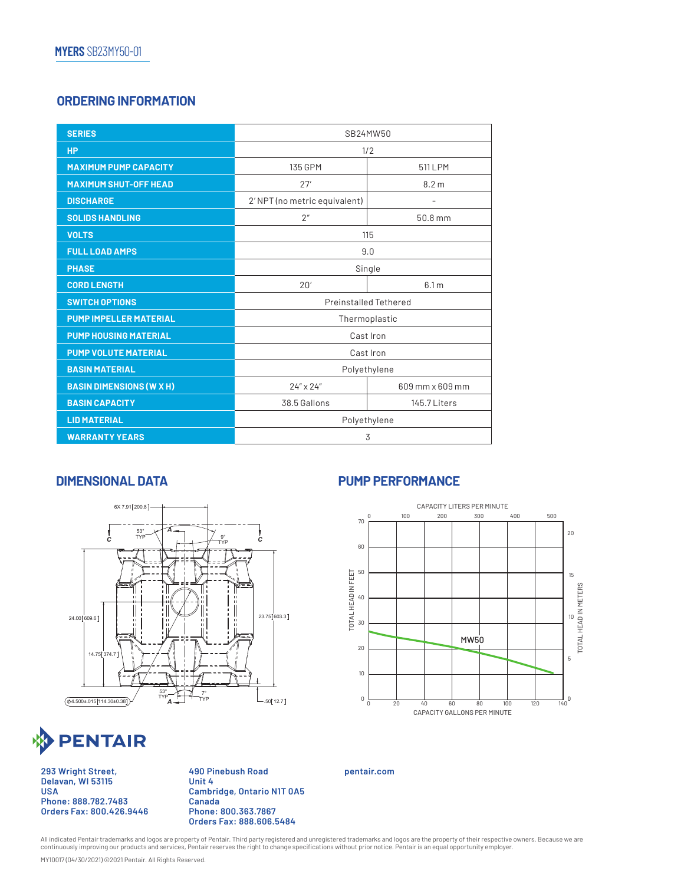**MYERS** SB23MY50-01

## ORDERING INFORMATION

| | | |
|---|---|---|
| **SERIES** | SB24MW50 | |
| **HP** | 1/2 | |
| **MAXIMUM PUMP CAPACITY** | 135 GPM | 511 LPM |
| **MAXIMUM SHUT-OFF HEAD** | 27′ | 8.2 m |
| **DISCHARGE** | 2′ NPT (no metric equivalent) | - |
| **SOLIDS HANDLING** | 2″ | 50.8 mm |
| **VOLTS** | 115 | |
| **FULL LOAD AMPS** | 9.0 | |
| **PHASE** | Single | |
| **CORD LENGTH** | 20′ | 6.1 m |
| **SWITCH OPTIONS** | Preinstalled Tethered | |
| **PUMP IMPELLER MATERIAL** | Thermoplastic | |
| **PUMP HOUSING MATERIAL** | Cast Iron | |
| **PUMP VOLUTE MATERIAL** | Cast Iron | |
| **BASIN MATERIAL** | Polyethylene | |
| **BASIN DIMENSIONS (W X H)** | 24″ x 24″ | 609 mm x 609 mm |
| **BASIN CAPACITY** | 38.5 Gallons | 145.7 Liters |
| **LID MATERIAL** | Polyethylene | |
| **WARRANTY YEARS** | 3 | |

## DIMENSIONAL DATA

6X 7.91[200.8]
53° TYP
A
9° TYP
C
C
24.00[609.6]
14.75[374.7]
23.75[603.3]
53° TYP
7° TYP
A
⌀4.500±.015[114.30±0.38]
.50[12.7]

## PUMP PERFORMANCE

CAPACITY LITERS PER MINUTE
0 100 200 300 400 500
TOTAL HEAD IN FEET
0 10 20 30 40 50 60 70
TOTAL HEAD IN METERS
0 5 10 15 20
MW50
0 20 40 60 80 100 120 140
CAPACITY GALLONS PER MINUTE

**PENTAIR**

**293 Wright Street,**
**Delavan, WI 53115**
**USA**
**Phone: 888.782.7483**
**Orders Fax: 800.426.9446**

**490 Pinebush Road**
**Unit 4**
**Cambridge, Ontario N1T 0A5**
**Canada**
**Phone: 800.363.7867**
**Orders Fax: 888.606.5484**

**pentair.com**

All indicated Pentair trademarks and logos are property of Pentair. Third party registered and unregistered trademarks and logos are the property of their respective owners. Because we are continuously improving our products and services, Pentair reserves the right to change specifications without prior notice. Pentair is an equal opportunity employer.

MY10017 (04/30/2021) ©2021 Pentair. All Rights Reserved.